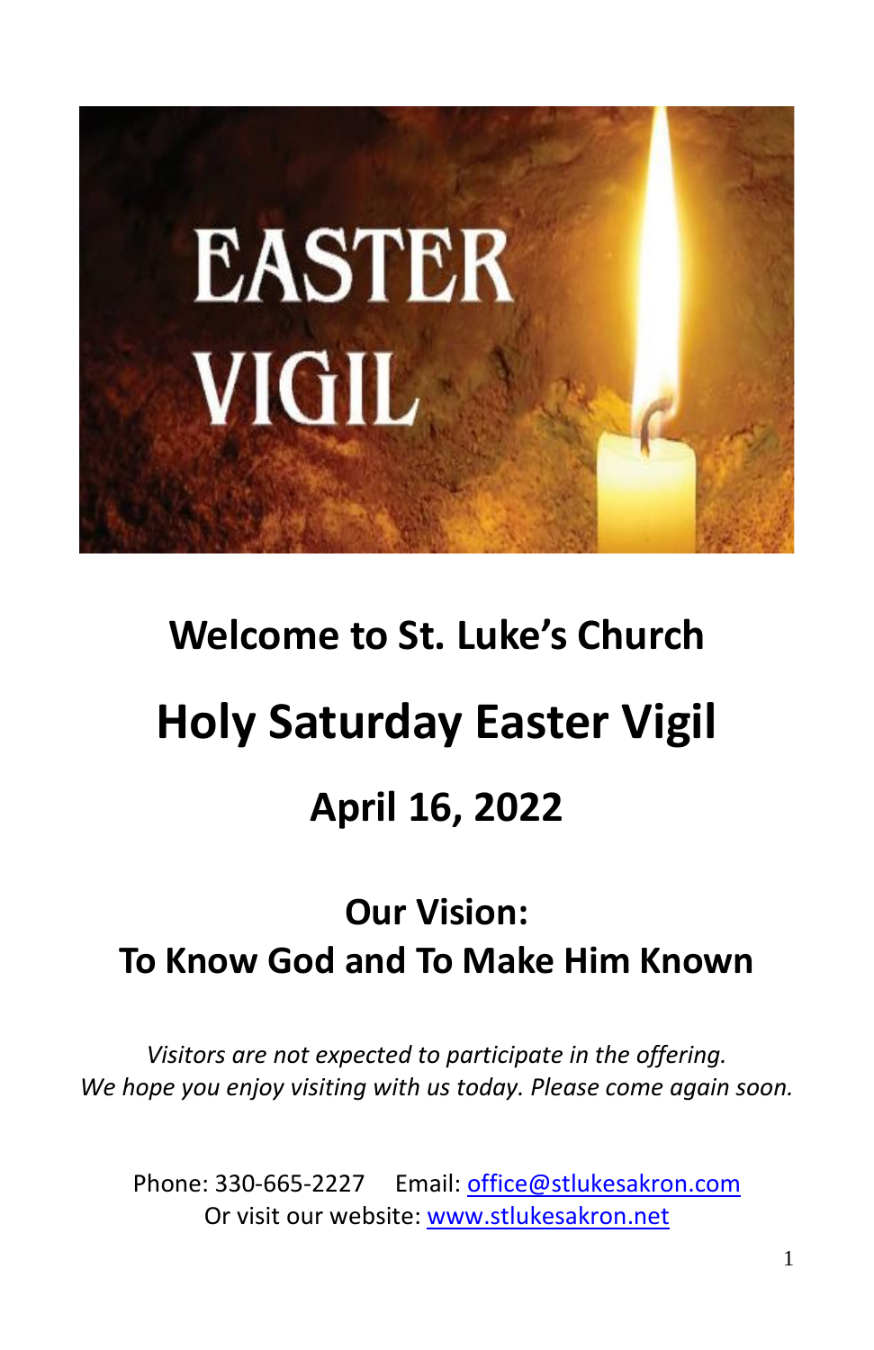# Welcome to St. Luke's Church

# Holy Saturday Easter Vigil

## April 16, 2022

## Our Vision:
## To Know God and To Make Him Known

*Visitors are not expected to participate in the offering.*
*We hope you enjoy visiting with us today. Please come again soon.*

Phone: 330-665-2227 Email: office@stlukesakron.com
Or visit our website: www.stlukesakron.net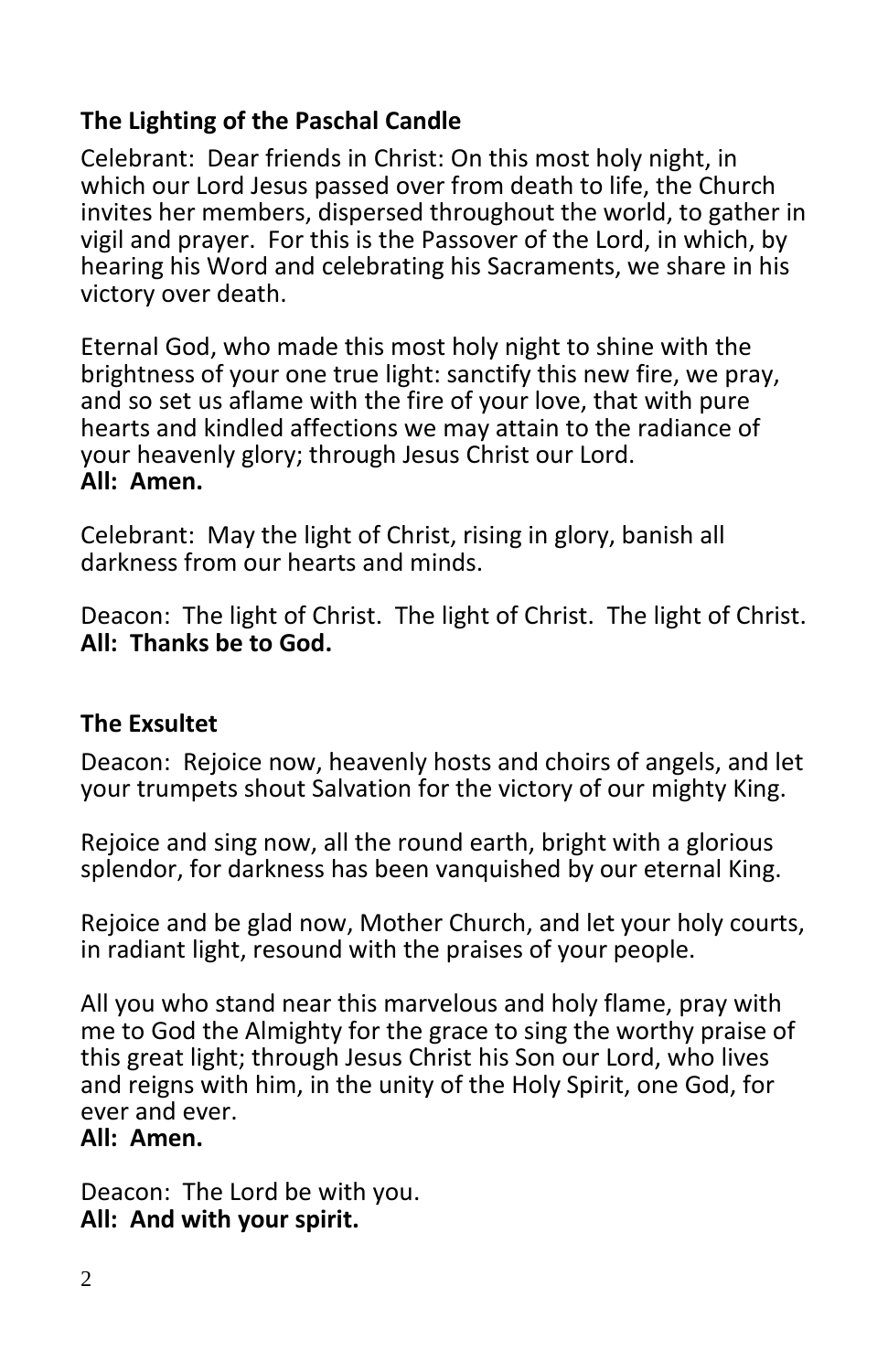## The Lighting of the Paschal Candle

Celebrant: Dear friends in Christ: On this most holy night, in which our Lord Jesus passed over from death to life, the Church invites her members, dispersed throughout the world, to gather in vigil and prayer. For this is the Passover of the Lord, in which, by hearing his Word and celebrating his Sacraments, we share in his victory over death.

Eternal God, who made this most holy night to shine with the brightness of your one true light: sanctify this new fire, we pray, and so set us aflame with the fire of your love, that with pure hearts and kindled affections we may attain to the radiance of your heavenly glory; through Jesus Christ our Lord.
**All: Amen.**

Celebrant: May the light of Christ, rising in glory, banish all darkness from our hearts and minds.

Deacon: The light of Christ. The light of Christ. The light of Christ.
**All: Thanks be to God.**

## The Exsultet

Deacon: Rejoice now, heavenly hosts and choirs of angels, and let your trumpets shout Salvation for the victory of our mighty King.

Rejoice and sing now, all the round earth, bright with a glorious splendor, for darkness has been vanquished by our eternal King.

Rejoice and be glad now, Mother Church, and let your holy courts, in radiant light, resound with the praises of your people.

All you who stand near this marvelous and holy flame, pray with me to God the Almighty for the grace to sing the worthy praise of this great light; through Jesus Christ his Son our Lord, who lives and reigns with him, in the unity of the Holy Spirit, one God, for ever and ever.
**All: Amen.**

Deacon: The Lord be with you.
**All: And with your spirit.**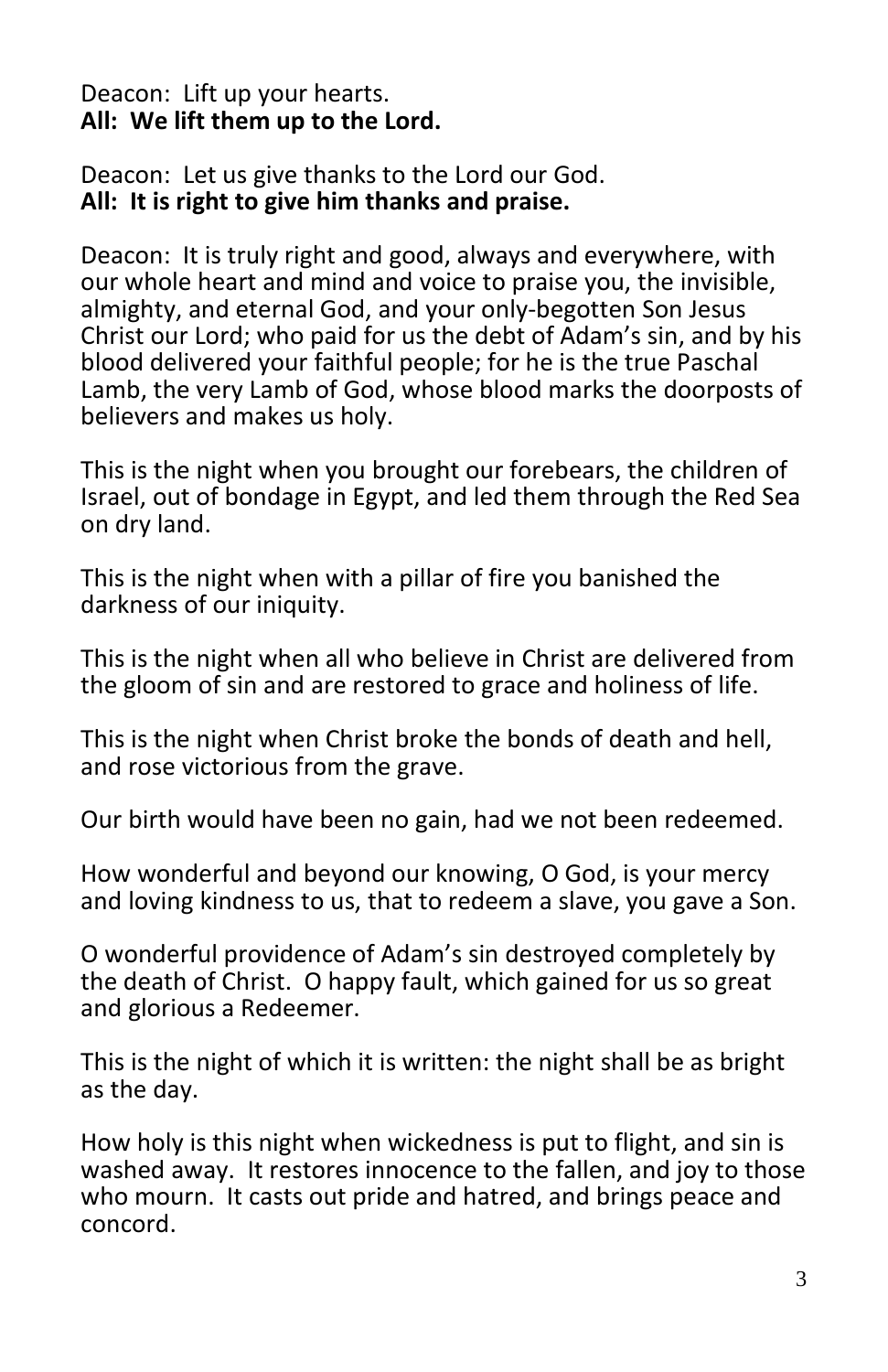Deacon:  Lift up your hearts.
**All:  We lift them up to the Lord.**

Deacon:  Let us give thanks to the Lord our God.
**All:  It is right to give him thanks and praise.**

Deacon:  It is truly right and good, always and everywhere, with our whole heart and mind and voice to praise you, the invisible, almighty, and eternal God, and your only-begotten Son Jesus Christ our Lord; who paid for us the debt of Adam's sin, and by his blood delivered your faithful people; for he is the true Paschal Lamb, the very Lamb of God, whose blood marks the doorposts of believers and makes us holy.

This is the night when you brought our forebears, the children of Israel, out of bondage in Egypt, and led them through the Red Sea on dry land.

This is the night when with a pillar of fire you banished the darkness of our iniquity.

This is the night when all who believe in Christ are delivered from the gloom of sin and are restored to grace and holiness of life.

This is the night when Christ broke the bonds of death and hell, and rose victorious from the grave.

Our birth would have been no gain, had we not been redeemed.

How wonderful and beyond our knowing, O God, is your mercy and loving kindness to us, that to redeem a slave, you gave a Son.

O wonderful providence of Adam's sin destroyed completely by the death of Christ.  O happy fault, which gained for us so great and glorious a Redeemer.

This is the night of which it is written: the night shall be as bright as the day.

How holy is this night when wickedness is put to flight, and sin is washed away.  It restores innocence to the fallen, and joy to those who mourn.  It casts out pride and hatred, and brings peace and concord.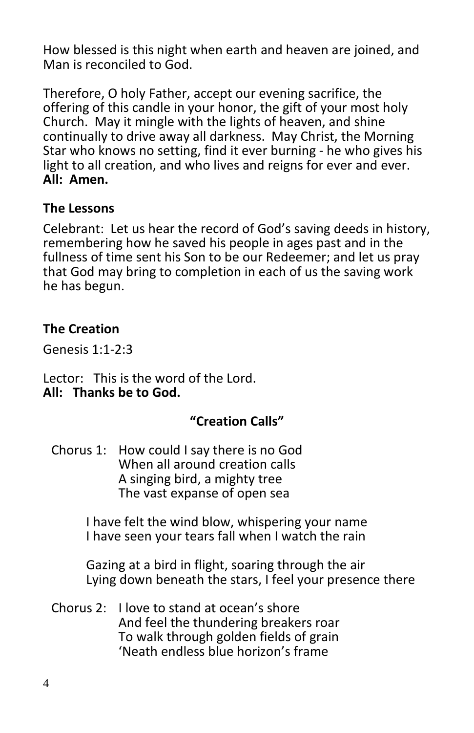How blessed is this night when earth and heaven are joined, and Man is reconciled to God.

Therefore, O holy Father, accept our evening sacrifice, the offering of this candle in your honor, the gift of your most holy Church. May it mingle with the lights of heaven, and shine continually to drive away all darkness. May Christ, the Morning Star who knows no setting, find it ever burning - he who gives his light to all creation, and who lives and reigns for ever and ever.
**All: Amen.**

**The Lessons**

Celebrant: Let us hear the record of God's saving deeds in history, remembering how he saved his people in ages past and in the fullness of time sent his Son to be our Redeemer; and let us pray that God may bring to completion in each of us the saving work he has begun.

**The Creation**

Genesis 1:1-2:3

Lector: This is the word of the Lord.
**All: Thanks be to God.**

**"Creation Calls"**

Chorus 1: How could I say there is no God
When all around creation calls
A singing bird, a mighty tree
The vast expanse of open sea

I have felt the wind blow, whispering your name
I have seen your tears fall when I watch the rain

Gazing at a bird in flight, soaring through the air
Lying down beneath the stars, I feel your presence there

Chorus 2: I love to stand at ocean's shore
And feel the thundering breakers roar
To walk through golden fields of grain
'Neath endless blue horizon's frame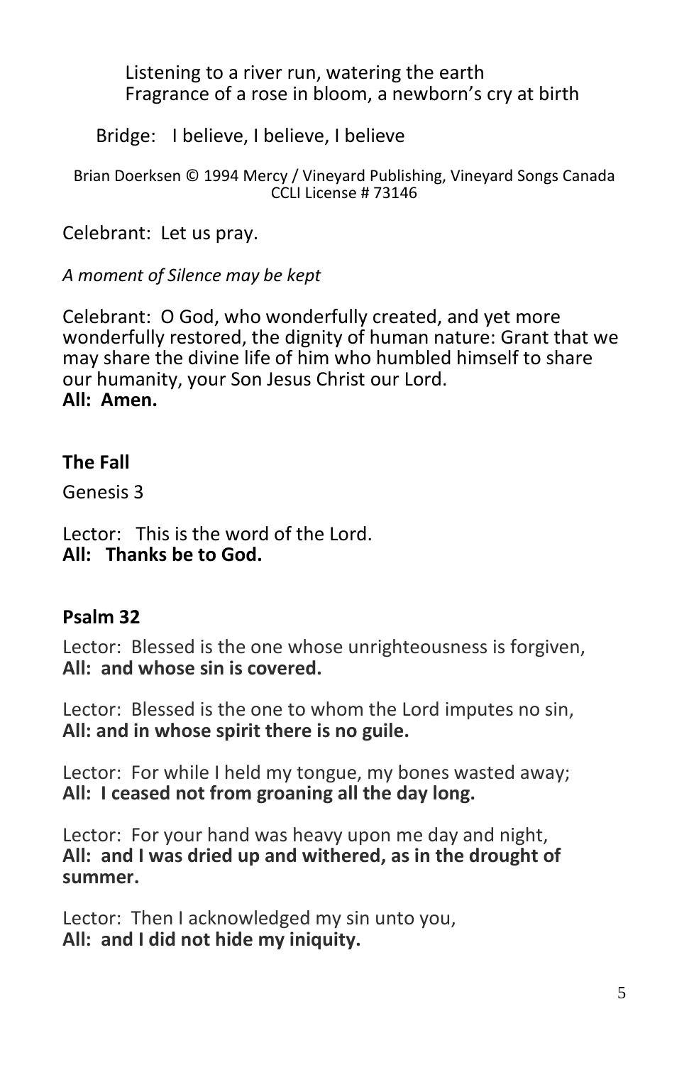Listening to a river run, watering the earth
Fragrance of a rose in bloom, a newborn's cry at birth

Bridge: I believe, I believe, I believe

Brian Doerksen © 1994 Mercy / Vineyard Publishing, Vineyard Songs Canada
CCLI License # 73146

Celebrant: Let us pray.

*A moment of Silence may be kept*

Celebrant: O God, who wonderfully created, and yet more wonderfully restored, the dignity of human nature: Grant that we may share the divine life of him who humbled himself to share our humanity, your Son Jesus Christ our Lord.
**All: Amen.**

### The Fall

Genesis 3

Lector: This is the word of the Lord.
**All: Thanks be to God.**

### Psalm 32

Lector: Blessed is the one whose unrighteousness is forgiven,
**All: and whose sin is covered.**

Lector: Blessed is the one to whom the Lord imputes no sin,
**All: and in whose spirit there is no guile.**

Lector: For while I held my tongue, my bones wasted away;
**All: I ceased not from groaning all the day long.**

Lector: For your hand was heavy upon me day and night,
**All: and I was dried up and withered, as in the drought of summer.**

Lector: Then I acknowledged my sin unto you,
**All: and I did not hide my iniquity.**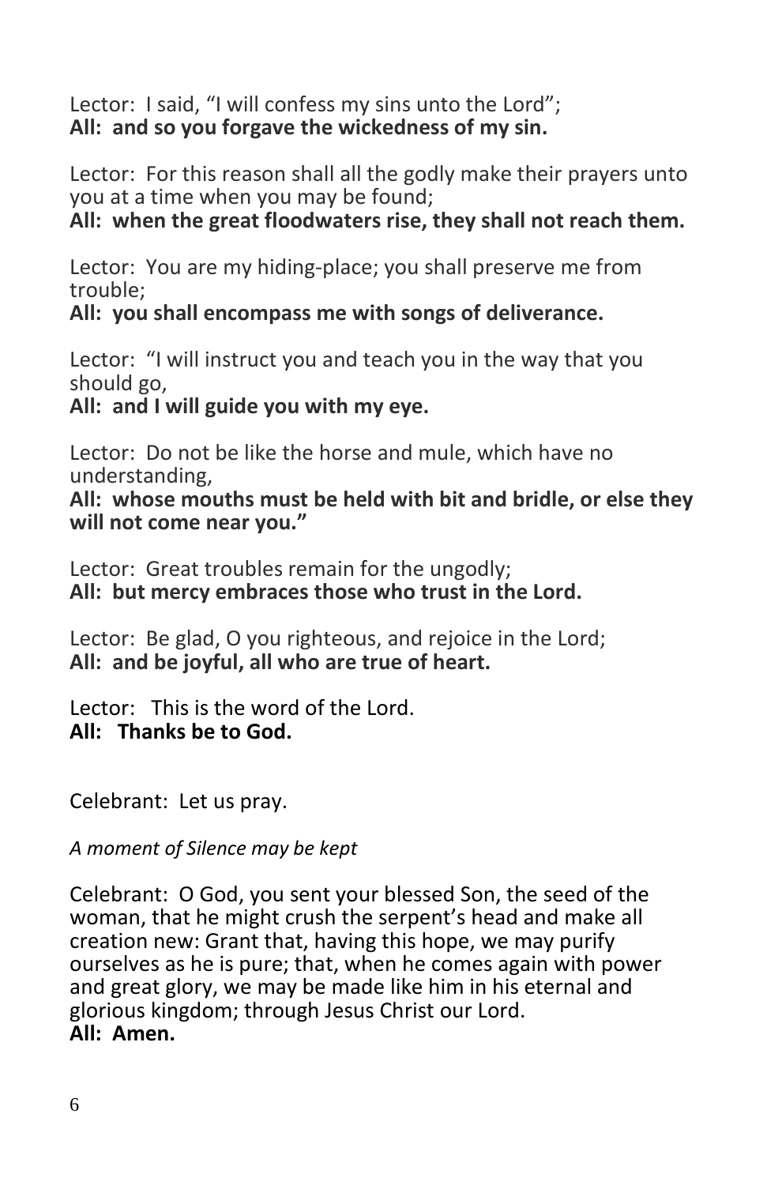Lector: I said, "I will confess my sins unto the Lord";
**All: and so you forgave the wickedness of my sin.**

Lector: For this reason shall all the godly make their prayers unto you at a time when you may be found;
**All: when the great floodwaters rise, they shall not reach them.**

Lector: You are my hiding-place; you shall preserve me from trouble;
**All: you shall encompass me with songs of deliverance.**

Lector: "I will instruct you and teach you in the way that you should go,
**All: and I will guide you with my eye.**

Lector: Do not be like the horse and mule, which have no understanding,
**All: whose mouths must be held with bit and bridle, or else they will not come near you."**

Lector: Great troubles remain for the ungodly;
**All: but mercy embraces those who trust in the Lord.**

Lector: Be glad, O you righteous, and rejoice in the Lord;
**All: and be joyful, all who are true of heart.**

Lector: This is the word of the Lord.
**All: Thanks be to God.**

Celebrant: Let us pray.

*A moment of Silence may be kept*

Celebrant: O God, you sent your blessed Son, the seed of the woman, that he might crush the serpent's head and make all creation new: Grant that, having this hope, we may purify ourselves as he is pure; that, when he comes again with power and great glory, we may be made like him in his eternal and glorious kingdom; through Jesus Christ our Lord.
**All: Amen.**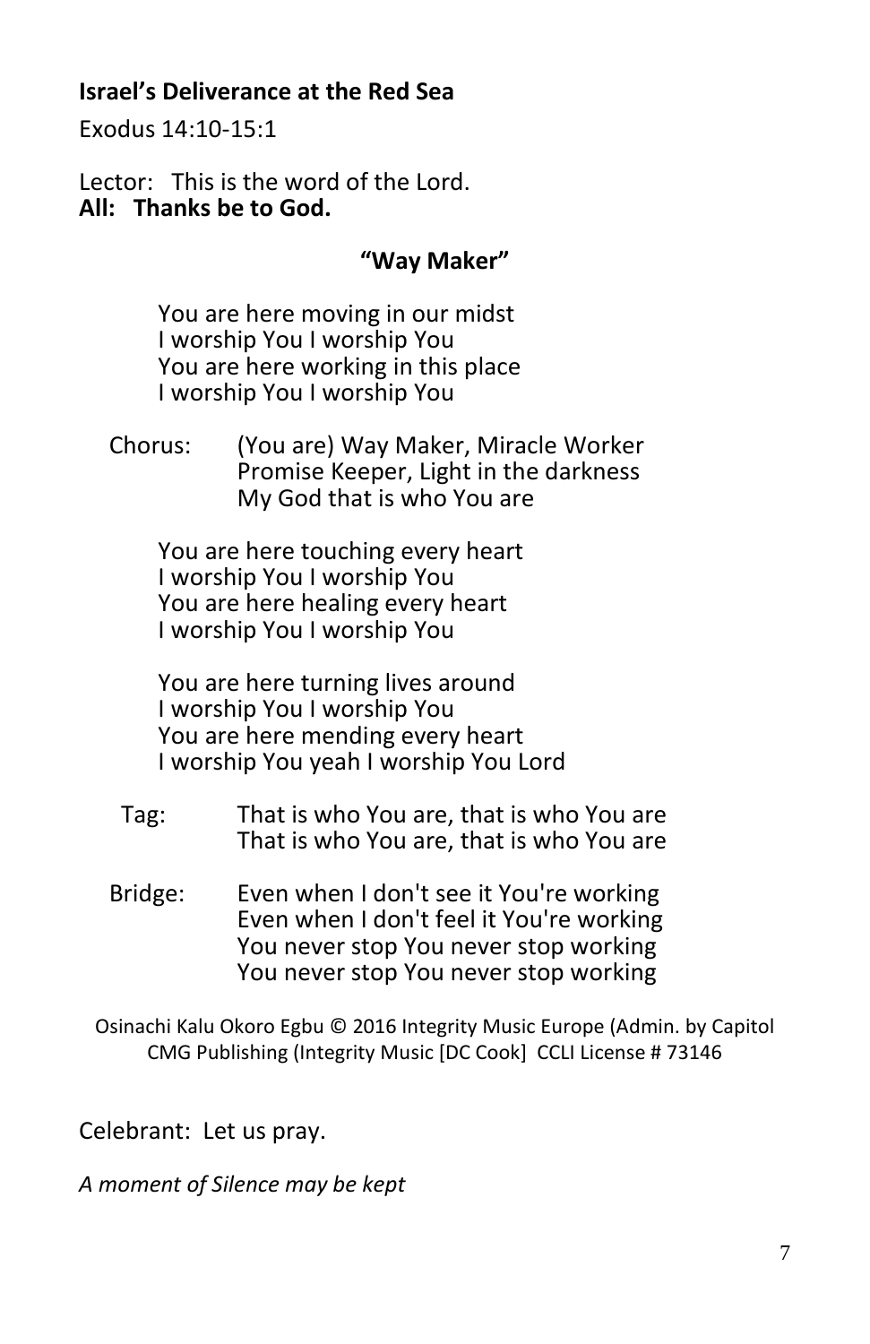**Israel's Deliverance at the Red Sea**

Exodus 14:10-15:1

Lector: This is the word of the Lord.
**All: Thanks be to God.**

**"Way Maker"**

You are here moving in our midst
I worship You I worship You
You are here working in this place
I worship You I worship You

Chorus: (You are) Way Maker, Miracle Worker
Promise Keeper, Light in the darkness
My God that is who You are

You are here touching every heart
I worship You I worship You
You are here healing every heart
I worship You I worship You

You are here turning lives around
I worship You I worship You
You are here mending every heart
I worship You yeah I worship You Lord

Tag: That is who You are, that is who You are
That is who You are, that is who You are

Bridge: Even when I don't see it You're working
Even when I don't feel it You're working
You never stop You never stop working
You never stop You never stop working

Osinachi Kalu Okoro Egbu © 2016 Integrity Music Europe (Admin. by Capitol CMG Publishing (Integrity Music [DC Cook] CCLI License # 73146

Celebrant: Let us pray.

*A moment of Silence may be kept*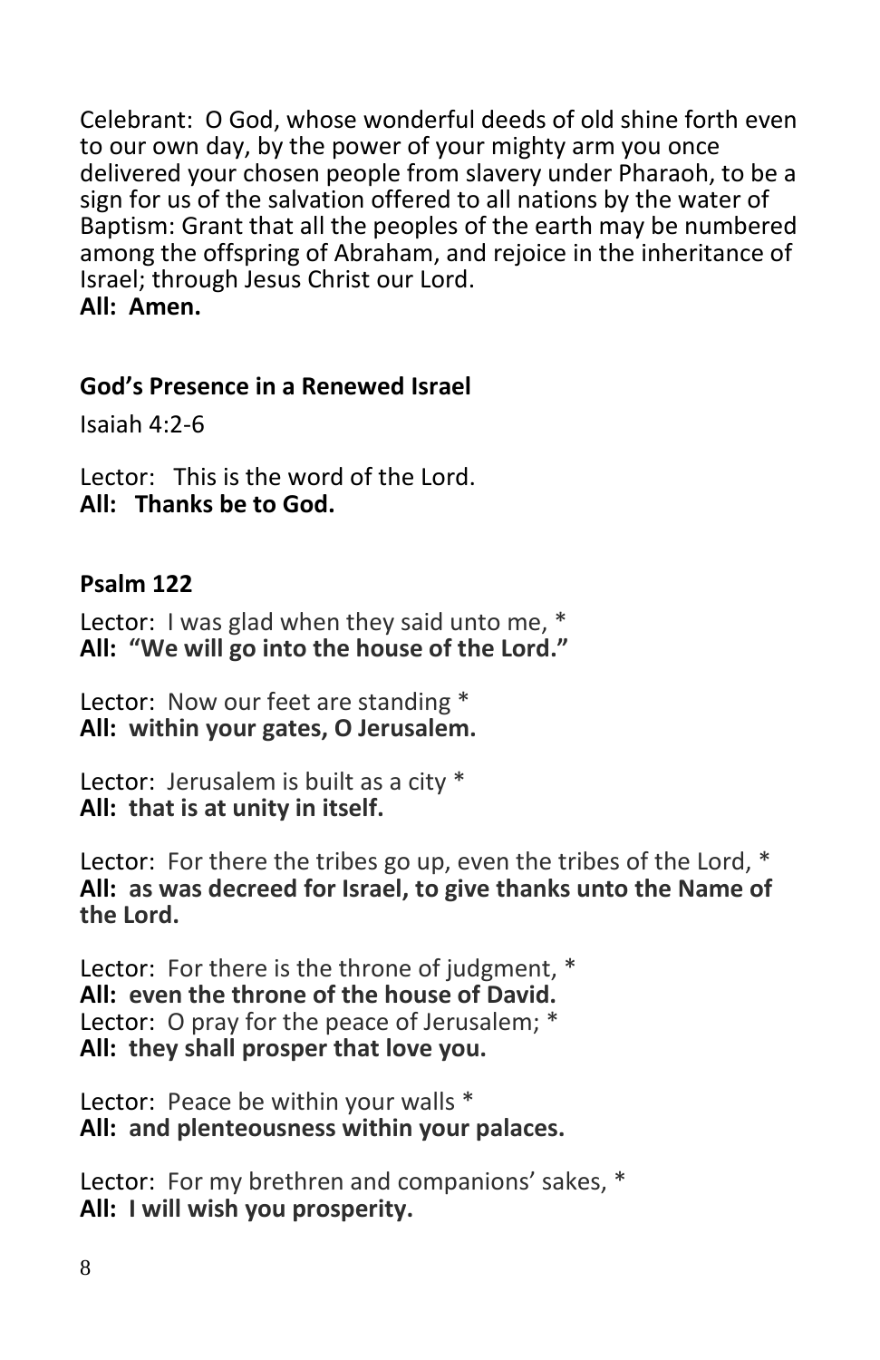Celebrant: O God, whose wonderful deeds of old shine forth even to our own day, by the power of your mighty arm you once delivered your chosen people from slavery under Pharaoh, to be a sign for us of the salvation offered to all nations by the water of Baptism: Grant that all the peoples of the earth may be numbered among the offspring of Abraham, and rejoice in the inheritance of Israel; through Jesus Christ our Lord.
**All: Amen.**

**God's Presence in a Renewed Israel**

Isaiah 4:2-6

Lector: This is the word of the Lord.
**All: Thanks be to God.**

**Psalm 122**

Lector: I was glad when they said unto me, *
**All: "We will go into the house of the Lord."**

Lector: Now our feet are standing *
**All: within your gates, O Jerusalem.**

Lector: Jerusalem is built as a city *
**All: that is at unity in itself.**

Lector: For there the tribes go up, even the tribes of the Lord, *
**All: as was decreed for Israel, to give thanks unto the Name of the Lord.**

Lector: For there is the throne of judgment, *
**All: even the throne of the house of David.**
Lector: O pray for the peace of Jerusalem; *
**All: they shall prosper that love you.**

Lector: Peace be within your walls *
**All: and plenteousness within your palaces.**

Lector: For my brethren and companions' sakes, *
**All: I will wish you prosperity.**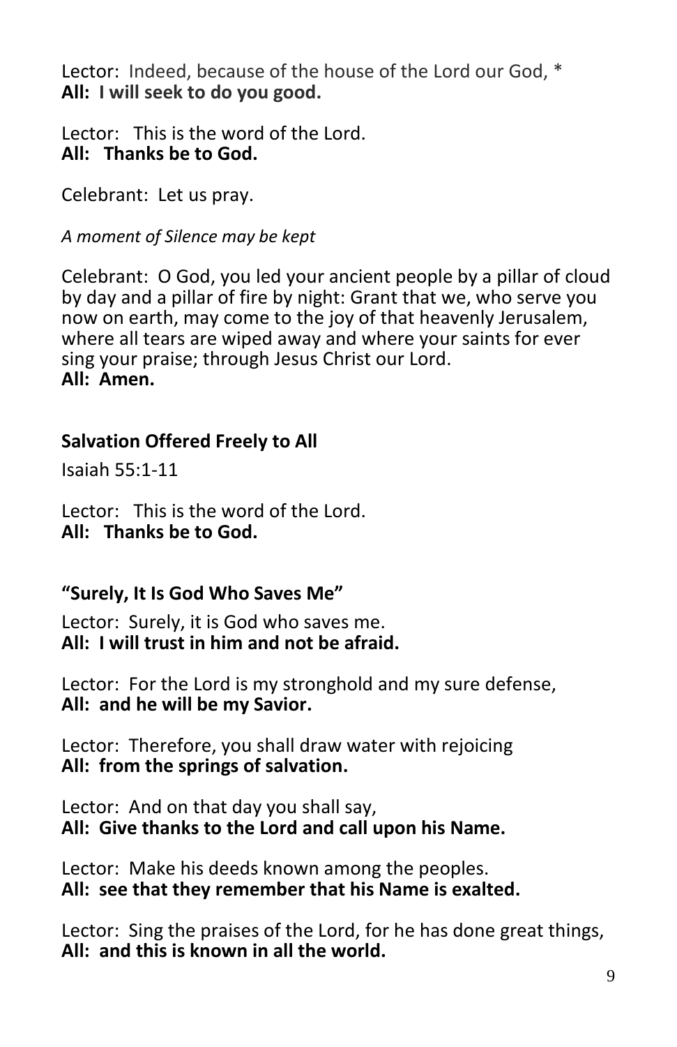Lector: Indeed, because of the house of the Lord our God, *
**All: I will seek to do you good.**

Lector: This is the word of the Lord.
**All: Thanks be to God.**

Celebrant: Let us pray.

*A moment of Silence may be kept*

Celebrant: O God, you led your ancient people by a pillar of cloud by day and a pillar of fire by night: Grant that we, who serve you now on earth, may come to the joy of that heavenly Jerusalem, where all tears are wiped away and where your saints for ever sing your praise; through Jesus Christ our Lord.
**All: Amen.**

**Salvation Offered Freely to All**

Isaiah 55:1-11

Lector: This is the word of the Lord.
**All: Thanks be to God.**

**"Surely, It Is God Who Saves Me"**

Lector: Surely, it is God who saves me.
**All: I will trust in him and not be afraid.**

Lector: For the Lord is my stronghold and my sure defense,
**All: and he will be my Savior.**

Lector: Therefore, you shall draw water with rejoicing
**All: from the springs of salvation.**

Lector: And on that day you shall say,
**All: Give thanks to the Lord and call upon his Name.**

Lector: Make his deeds known among the peoples.
**All: see that they remember that his Name is exalted.**

Lector: Sing the praises of the Lord, for he has done great things,
**All: and this is known in all the world.**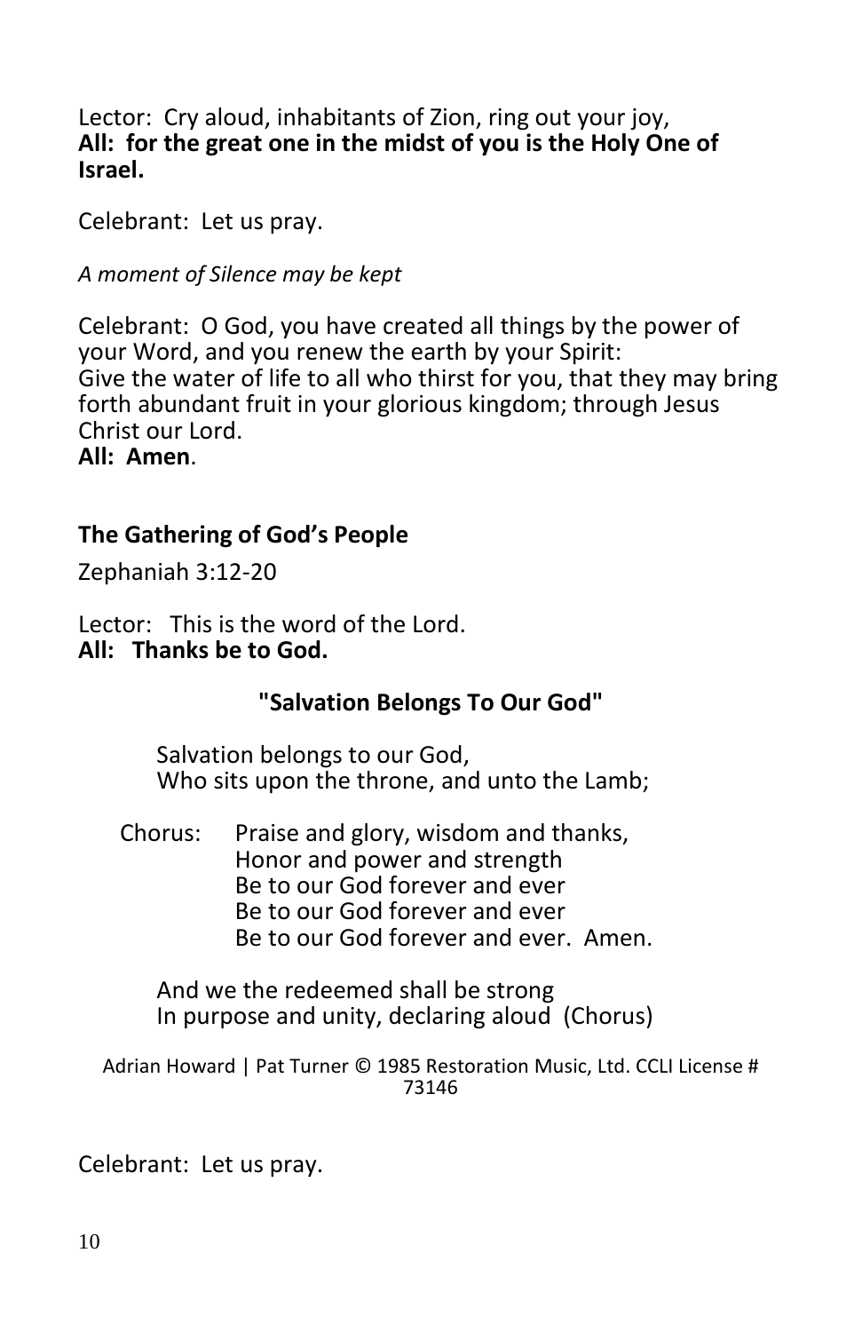Lector: Cry aloud, inhabitants of Zion, ring out your joy,
**All: for the great one in the midst of you is the Holy One of Israel.**

Celebrant: Let us pray.

*A moment of Silence may be kept*

Celebrant: O God, you have created all things by the power of your Word, and you renew the earth by your Spirit:
Give the water of life to all who thirst for you, that they may bring forth abundant fruit in your glorious kingdom; through Jesus Christ our Lord.
**All: Amen**.

**The Gathering of God's People**

Zephaniah 3:12-20

Lector: This is the word of the Lord.
**All: Thanks be to God.**

**"Salvation Belongs To Our God"**

Salvation belongs to our God,
Who sits upon the throne, and unto the Lamb;

Chorus: Praise and glory, wisdom and thanks,
Honor and power and strength
Be to our God forever and ever
Be to our God forever and ever
Be to our God forever and ever. Amen.

And we the redeemed shall be strong
In purpose and unity, declaring aloud (Chorus)

Adrian Howard | Pat Turner © 1985 Restoration Music, Ltd. CCLI License # 73146

Celebrant: Let us pray.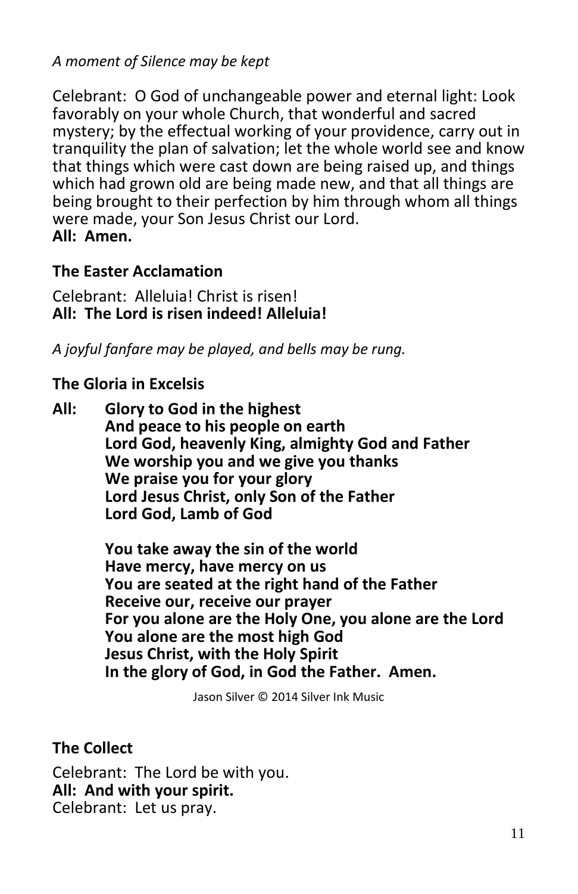*A moment of Silence may be kept*

Celebrant: O God of unchangeable power and eternal light: Look favorably on your whole Church, that wonderful and sacred mystery; by the effectual working of your providence, carry out in tranquility the plan of salvation; let the whole world see and know that things which were cast down are being raised up, and things which had grown old are being made new, and that all things are being brought to their perfection by him through whom all things were made, your Son Jesus Christ our Lord.
**All: Amen.**

### The Easter Acclamation

Celebrant: Alleluia! Christ is risen!
**All: The Lord is risen indeed! Alleluia!**

*A joyful fanfare may be played, and bells may be rung.*

### The Gloria in Excelsis

**All: Glory to God in the highest**
**And peace to his people on earth**
**Lord God, heavenly King, almighty God and Father**
**We worship you and we give you thanks**
**We praise you for your glory**
**Lord Jesus Christ, only Son of the Father**
**Lord God, Lamb of God**

**You take away the sin of the world**
**Have mercy, have mercy on us**
**You are seated at the right hand of the Father**
**Receive our, receive our prayer**
**For you alone are the Holy One, you alone are the Lord**
**You alone are the most high God**
**Jesus Christ, with the Holy Spirit**
**In the glory of God, in God the Father. Amen.**

Jason Silver © 2014 Silver Ink Music

### The Collect

Celebrant: The Lord be with you.
**All: And with your spirit.**
Celebrant: Let us pray.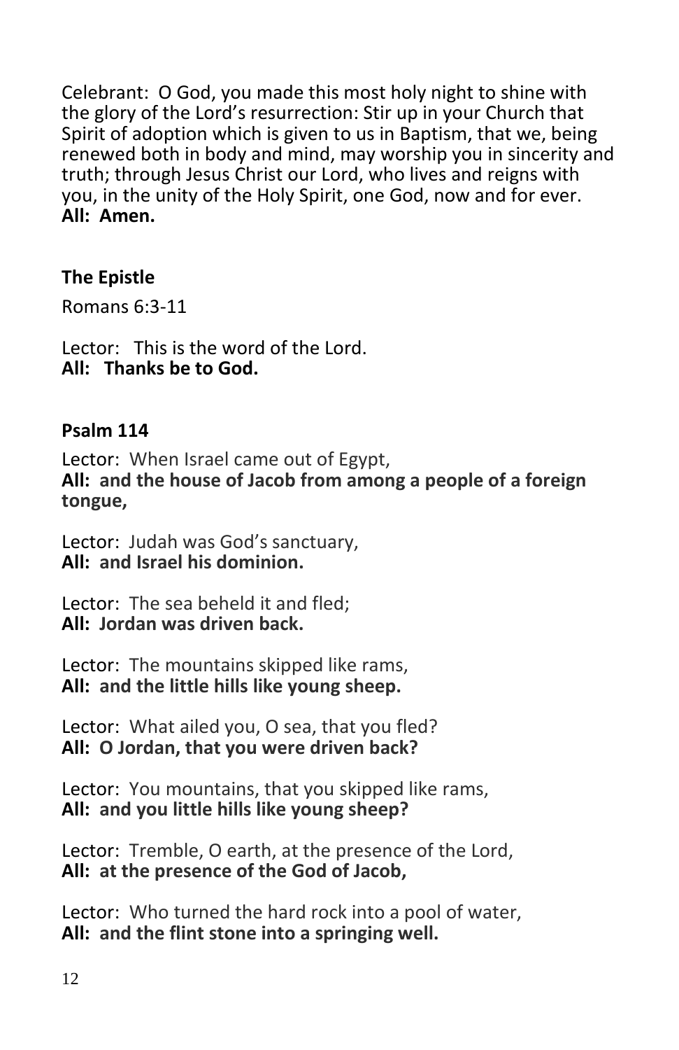Celebrant: O God, you made this most holy night to shine with the glory of the Lord's resurrection: Stir up in your Church that Spirit of adoption which is given to us in Baptism, that we, being renewed both in body and mind, may worship you in sincerity and truth; through Jesus Christ our Lord, who lives and reigns with you, in the unity of the Holy Spirit, one God, now and for ever.
**All: Amen.**

### The Epistle

Romans 6:3-11

Lector: This is the word of the Lord.
**All: Thanks be to God.**

### Psalm 114

Lector: When Israel came out of Egypt,
**All: and the house of Jacob from among a people of a foreign tongue,**

Lector: Judah was God's sanctuary,
**All: and Israel his dominion.**

Lector: The sea beheld it and fled;
**All: Jordan was driven back.**

Lector: The mountains skipped like rams,
**All: and the little hills like young sheep.**

Lector: What ailed you, O sea, that you fled?
**All: O Jordan, that you were driven back?**

Lector: You mountains, that you skipped like rams,
**All: and you little hills like young sheep?**

Lector: Tremble, O earth, at the presence of the Lord,
**All: at the presence of the God of Jacob,**

Lector: Who turned the hard rock into a pool of water,
**All: and the flint stone into a springing well.**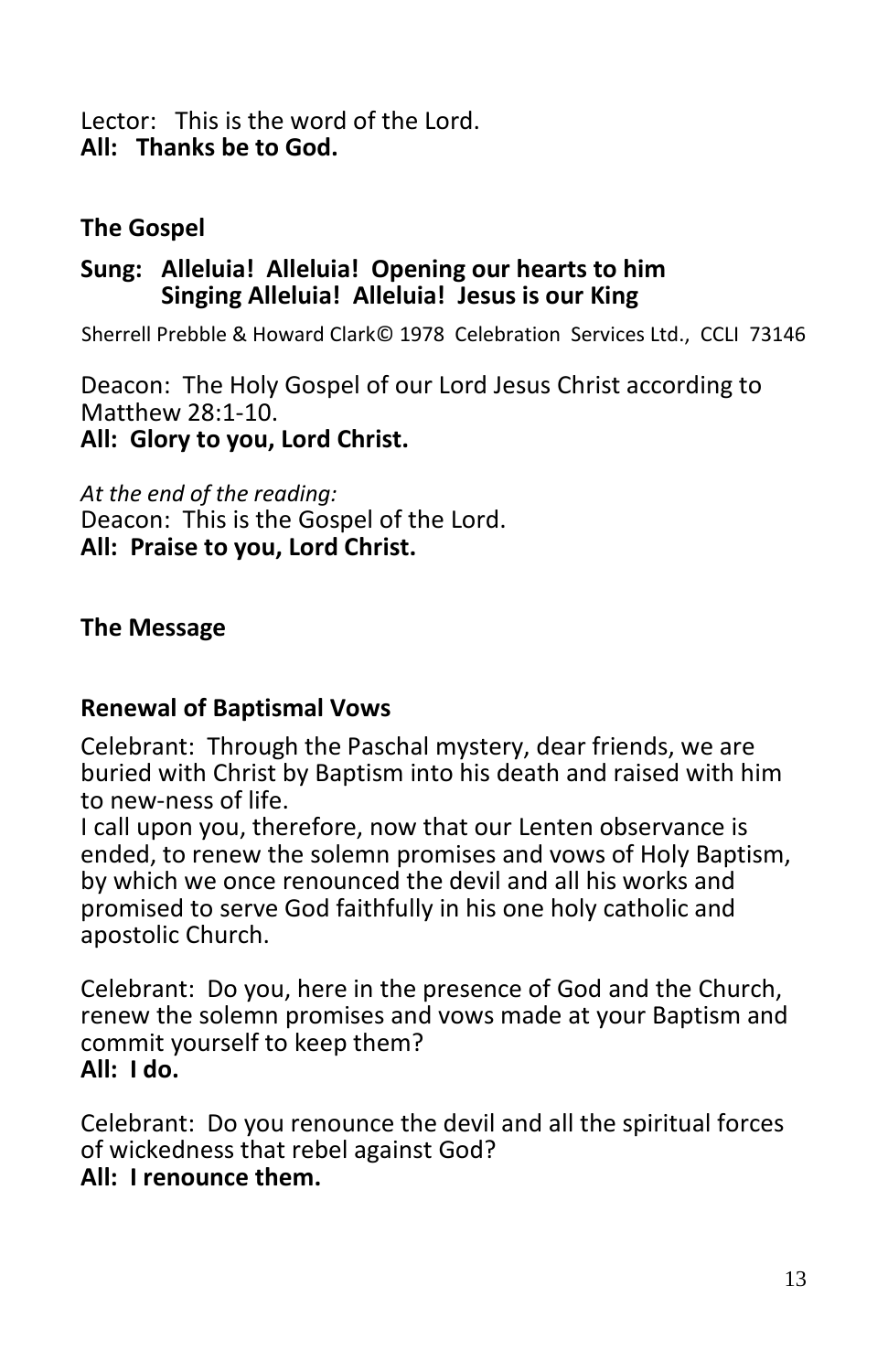Lector: This is the word of the Lord.
**All: Thanks be to God.**

## The Gospel

**Sung: Alleluia! Alleluia! Opening our hearts to him**
**Singing Alleluia! Alleluia! Jesus is our King**

Sherrell Prebble & Howard Clark© 1978 Celebration Services Ltd., CCLI 73146

Deacon: The Holy Gospel of our Lord Jesus Christ according to Matthew 28:1-10.
**All: Glory to you, Lord Christ.**

*At the end of the reading:*
Deacon: This is the Gospel of the Lord.
**All: Praise to you, Lord Christ.**

## The Message

## Renewal of Baptismal Vows

Celebrant: Through the Paschal mystery, dear friends, we are buried with Christ by Baptism into his death and raised with him to new-ness of life.
I call upon you, therefore, now that our Lenten observance is ended, to renew the solemn promises and vows of Holy Baptism, by which we once renounced the devil and all his works and promised to serve God faithfully in his one holy catholic and apostolic Church.

Celebrant: Do you, here in the presence of God and the Church, renew the solemn promises and vows made at your Baptism and commit yourself to keep them?
**All: I do.**

Celebrant: Do you renounce the devil and all the spiritual forces of wickedness that rebel against God?
**All: I renounce them.**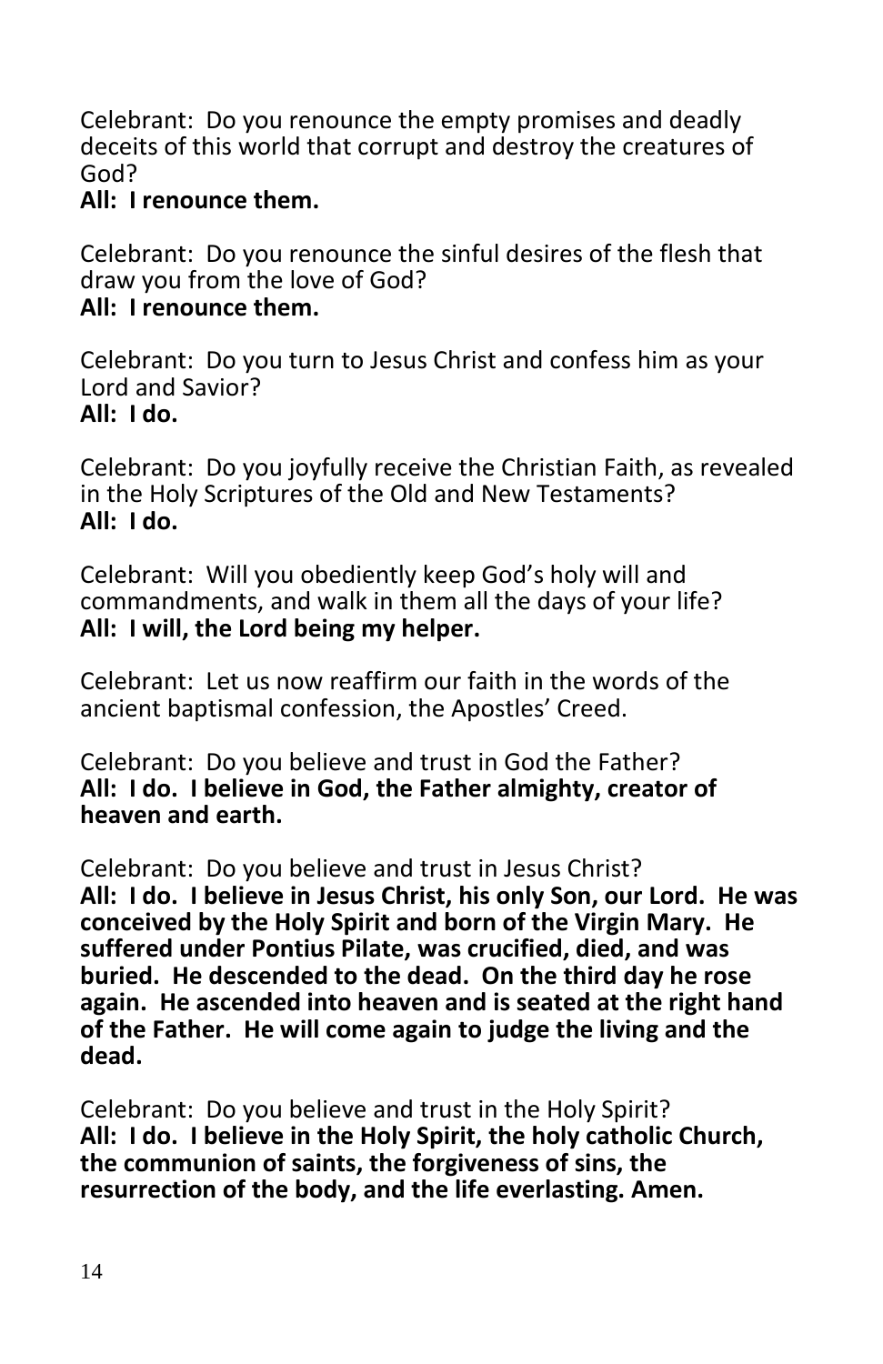Celebrant: Do you renounce the empty promises and deadly deceits of this world that corrupt and destroy the creatures of God?
**All: I renounce them.**

Celebrant: Do you renounce the sinful desires of the flesh that draw you from the love of God?
**All: I renounce them.**

Celebrant: Do you turn to Jesus Christ and confess him as your Lord and Savior?
**All: I do.**

Celebrant: Do you joyfully receive the Christian Faith, as revealed in the Holy Scriptures of the Old and New Testaments?
**All: I do.**

Celebrant: Will you obediently keep God's holy will and commandments, and walk in them all the days of your life?
**All: I will, the Lord being my helper.**

Celebrant: Let us now reaffirm our faith in the words of the ancient baptismal confession, the Apostles' Creed.

Celebrant: Do you believe and trust in God the Father?
**All: I do. I believe in God, the Father almighty, creator of heaven and earth.**

Celebrant: Do you believe and trust in Jesus Christ?
**All: I do. I believe in Jesus Christ, his only Son, our Lord. He was conceived by the Holy Spirit and born of the Virgin Mary. He suffered under Pontius Pilate, was crucified, died, and was buried. He descended to the dead. On the third day he rose again. He ascended into heaven and is seated at the right hand of the Father. He will come again to judge the living and the dead.**

Celebrant: Do you believe and trust in the Holy Spirit?
**All: I do. I believe in the Holy Spirit, the holy catholic Church, the communion of saints, the forgiveness of sins, the resurrection of the body, and the life everlasting. Amen.**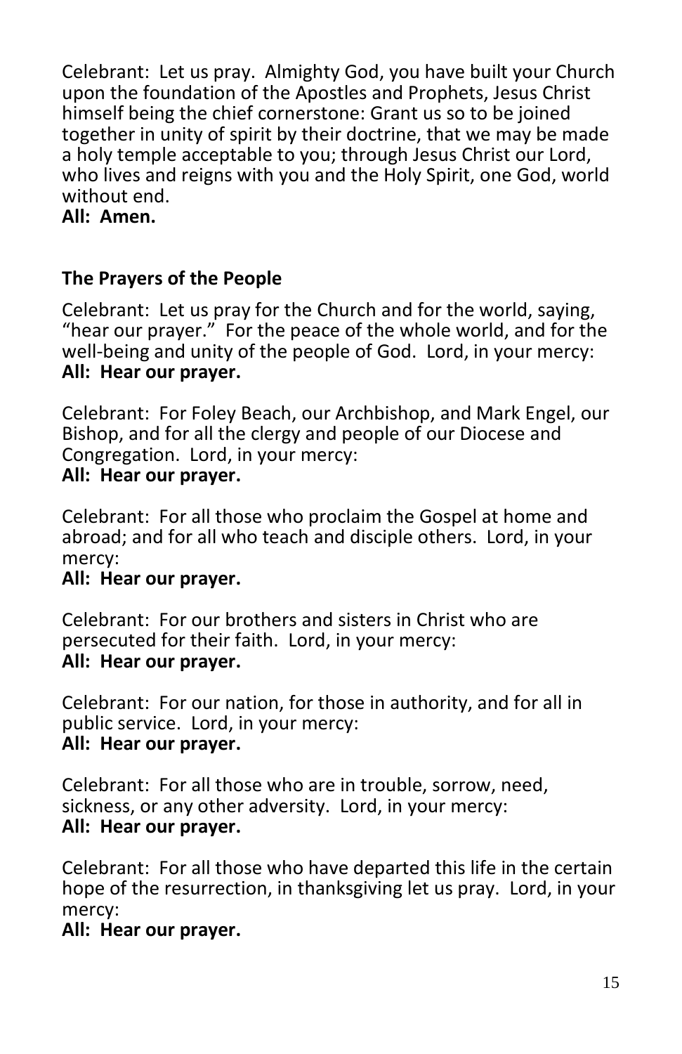Celebrant: Let us pray. Almighty God, you have built your Church upon the foundation of the Apostles and Prophets, Jesus Christ himself being the chief cornerstone: Grant us so to be joined together in unity of spirit by their doctrine, that we may be made a holy temple acceptable to you; through Jesus Christ our Lord, who lives and reigns with you and the Holy Spirit, one God, world without end.
**All: Amen.**

## The Prayers of the People

Celebrant: Let us pray for the Church and for the world, saying, "hear our prayer." For the peace of the whole world, and for the well-being and unity of the people of God. Lord, in your mercy:
**All: Hear our prayer.**

Celebrant: For Foley Beach, our Archbishop, and Mark Engel, our Bishop, and for all the clergy and people of our Diocese and Congregation. Lord, in your mercy:
**All: Hear our prayer.**

Celebrant: For all those who proclaim the Gospel at home and abroad; and for all who teach and disciple others. Lord, in your mercy:
**All: Hear our prayer.**

Celebrant: For our brothers and sisters in Christ who are persecuted for their faith. Lord, in your mercy:
**All: Hear our prayer.**

Celebrant: For our nation, for those in authority, and for all in public service. Lord, in your mercy:
**All: Hear our prayer.**

Celebrant: For all those who are in trouble, sorrow, need, sickness, or any other adversity. Lord, in your mercy:
**All: Hear our prayer.**

Celebrant: For all those who have departed this life in the certain hope of the resurrection, in thanksgiving let us pray. Lord, in your mercy:
**All: Hear our prayer.**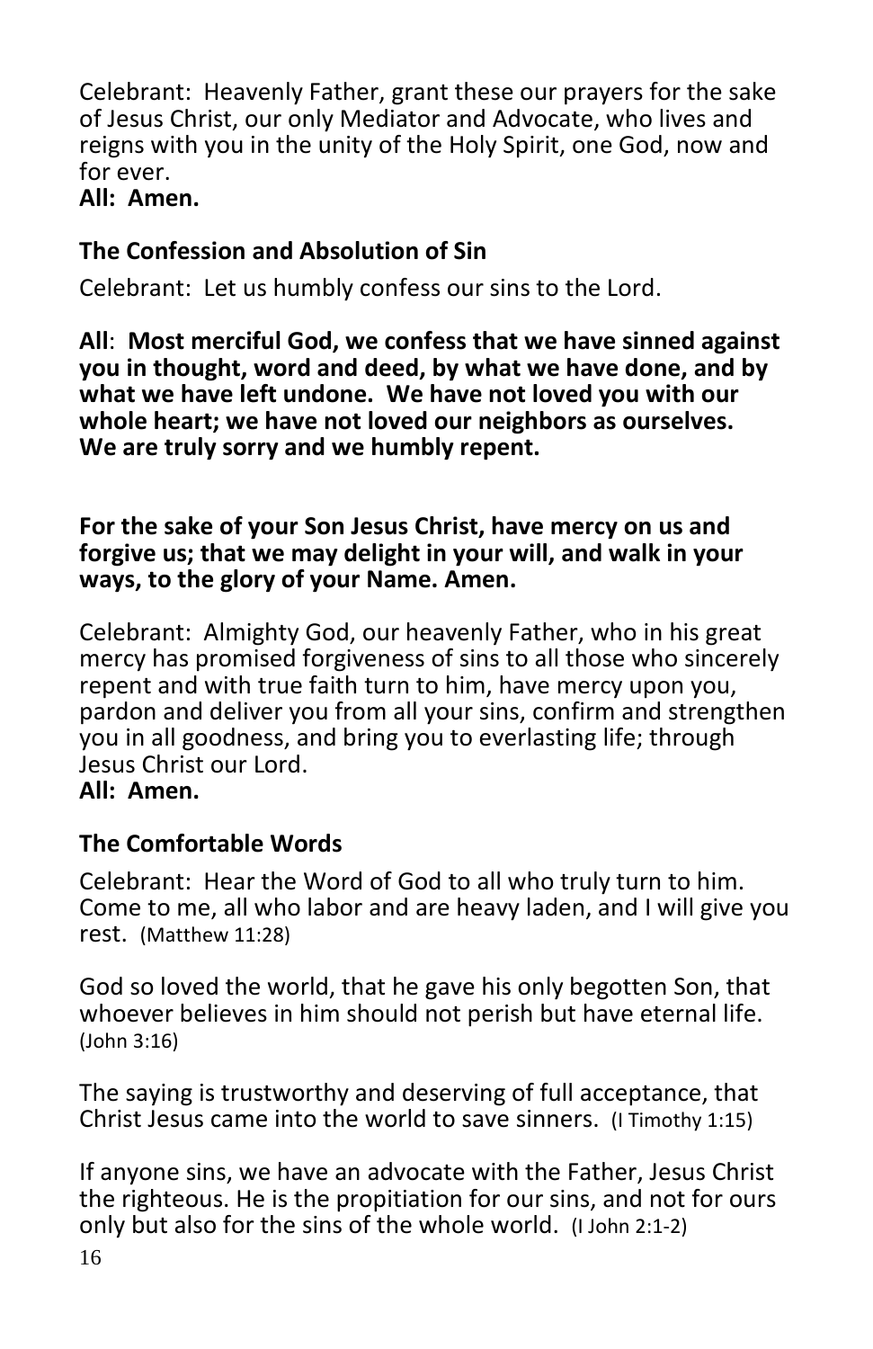Celebrant: Heavenly Father, grant these our prayers for the sake of Jesus Christ, our only Mediator and Advocate, who lives and reigns with you in the unity of the Holy Spirit, one God, now and for ever.

**All: Amen.**

### The Confession and Absolution of Sin

Celebrant: Let us humbly confess our sins to the Lord.

**All**: **Most merciful God, we confess that we have sinned against you in thought, word and deed, by what we have done, and by what we have left undone. We have not loved you with our whole heart; we have not loved our neighbors as ourselves. We are truly sorry and we humbly repent.**

**For the sake of your Son Jesus Christ, have mercy on us and forgive us; that we may delight in your will, and walk in your ways, to the glory of your Name. Amen.**

Celebrant: Almighty God, our heavenly Father, who in his great mercy has promised forgiveness of sins to all those who sincerely repent and with true faith turn to him, have mercy upon you, pardon and deliver you from all your sins, confirm and strengthen you in all goodness, and bring you to everlasting life; through Jesus Christ our Lord.

**All: Amen.**

### The Comfortable Words

Celebrant: Hear the Word of God to all who truly turn to him. Come to me, all who labor and are heavy laden, and I will give you rest. (Matthew 11:28)

God so loved the world, that he gave his only begotten Son, that whoever believes in him should not perish but have eternal life. (John 3:16)

The saying is trustworthy and deserving of full acceptance, that Christ Jesus came into the world to save sinners. (I Timothy 1:15)

If anyone sins, we have an advocate with the Father, Jesus Christ the righteous. He is the propitiation for our sins, and not for ours only but also for the sins of the whole world. (I John 2:1-2)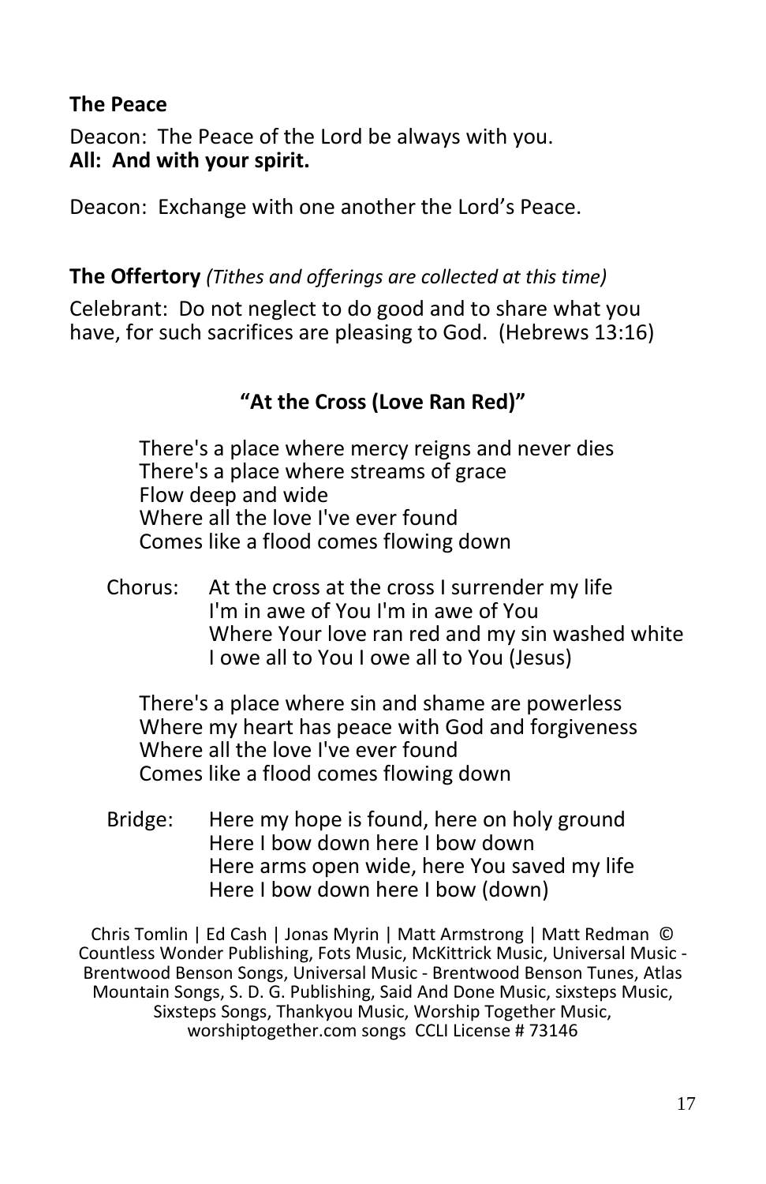**The Peace**

Deacon: The Peace of the Lord be always with you.
**All: And with your spirit.**

Deacon: Exchange with one another the Lord's Peace.

**The Offertory** *(Tithes and offerings are collected at this time)*

Celebrant: Do not neglect to do good and to share what you have, for such sacrifices are pleasing to God. (Hebrews 13:16)

**"At the Cross (Love Ran Red)"**

There's a place where mercy reigns and never dies
There's a place where streams of grace
Flow deep and wide
Where all the love I've ever found
Comes like a flood comes flowing down

Chorus: At the cross at the cross I surrender my life
I'm in awe of You I'm in awe of You
Where Your love ran red and my sin washed white
I owe all to You I owe all to You (Jesus)

There's a place where sin and shame are powerless
Where my heart has peace with God and forgiveness
Where all the love I've ever found
Comes like a flood comes flowing down

Bridge: Here my hope is found, here on holy ground
Here I bow down here I bow down
Here arms open wide, here You saved my life
Here I bow down here I bow (down)

Chris Tomlin | Ed Cash | Jonas Myrin | Matt Armstrong | Matt Redman © Countless Wonder Publishing, Fots Music, McKittrick Music, Universal Music - Brentwood Benson Songs, Universal Music - Brentwood Benson Tunes, Atlas Mountain Songs, S. D. G. Publishing, Said And Done Music, sixsteps Music, Sixsteps Songs, Thankyou Music, Worship Together Music, worshiptogether.com songs CCLI License # 73146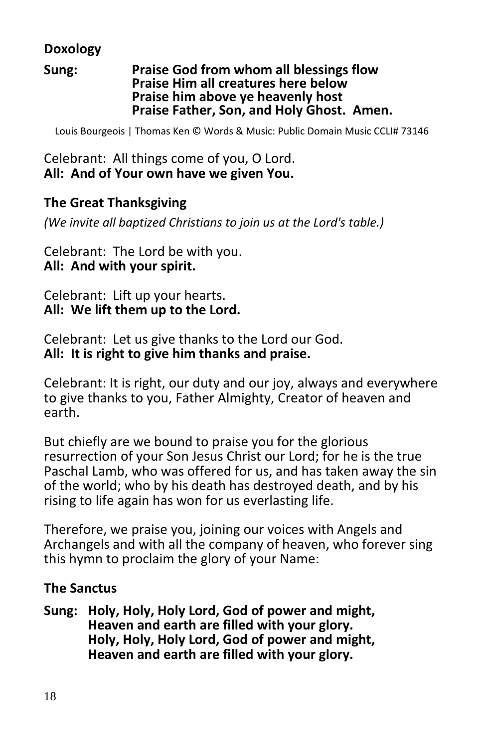**Doxology**

**Sung: Praise God from whom all blessings flow**
**Praise Him all creatures here below**
**Praise him above ye heavenly host**
**Praise Father, Son, and Holy Ghost. Amen.**

Louis Bourgeois | Thomas Ken © Words & Music: Public Domain Music CCLI# 73146

Celebrant: All things come of you, O Lord.
**All: And of Your own have we given You.**

**The Great Thanksgiving**

*(We invite all baptized Christians to join us at the Lord's table.)*

Celebrant: The Lord be with you.
**All: And with your spirit.**

Celebrant: Lift up your hearts.
**All: We lift them up to the Lord.**

Celebrant: Let us give thanks to the Lord our God.
**All: It is right to give him thanks and praise.**

Celebrant: It is right, our duty and our joy, always and everywhere to give thanks to you, Father Almighty, Creator of heaven and earth.

But chiefly are we bound to praise you for the glorious resurrection of your Son Jesus Christ our Lord; for he is the true Paschal Lamb, who was offered for us, and has taken away the sin of the world; who by his death has destroyed death, and by his rising to life again has won for us everlasting life.

Therefore, we praise you, joining our voices with Angels and Archangels and with all the company of heaven, who forever sing this hymn to proclaim the glory of your Name:

**The Sanctus**

**Sung: Holy, Holy, Holy Lord, God of power and might,**
**Heaven and earth are filled with your glory.**
**Holy, Holy, Holy Lord, God of power and might,**
**Heaven and earth are filled with your glory.**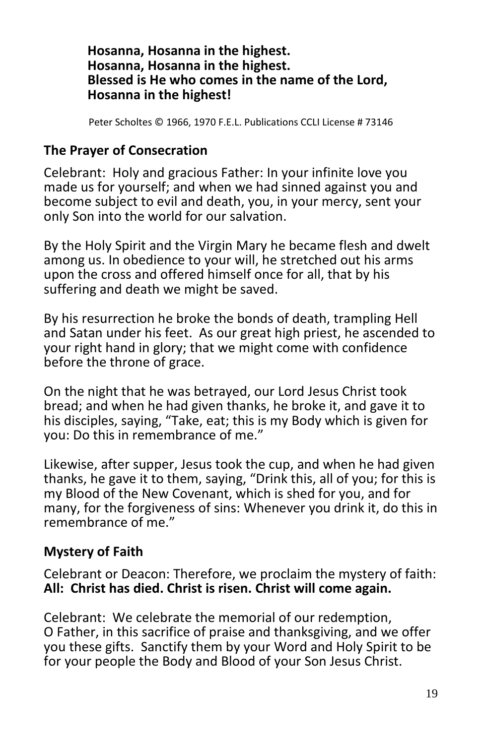**Hosanna, Hosanna in the highest.**
**Hosanna, Hosanna in the highest.**
**Blessed is He who comes in the name of the Lord,**
**Hosanna in the highest!**

Peter Scholtes © 1966, 1970 F.E.L. Publications CCLI License # 73146

## The Prayer of Consecration

Celebrant: Holy and gracious Father: In your infinite love you made us for yourself; and when we had sinned against you and become subject to evil and death, you, in your mercy, sent your only Son into the world for our salvation.

By the Holy Spirit and the Virgin Mary he became flesh and dwelt among us. In obedience to your will, he stretched out his arms upon the cross and offered himself once for all, that by his suffering and death we might be saved.

By his resurrection he broke the bonds of death, trampling Hell and Satan under his feet. As our great high priest, he ascended to your right hand in glory; that we might come with confidence before the throne of grace.

On the night that he was betrayed, our Lord Jesus Christ took bread; and when he had given thanks, he broke it, and gave it to his disciples, saying, "Take, eat; this is my Body which is given for you: Do this in remembrance of me."

Likewise, after supper, Jesus took the cup, and when he had given thanks, he gave it to them, saying, "Drink this, all of you; for this is my Blood of the New Covenant, which is shed for you, and for many, for the forgiveness of sins: Whenever you drink it, do this in remembrance of me."

## Mystery of Faith

Celebrant or Deacon: Therefore, we proclaim the mystery of faith:
**All: Christ has died. Christ is risen. Christ will come again.**

Celebrant: We celebrate the memorial of our redemption, O Father, in this sacrifice of praise and thanksgiving, and we offer you these gifts. Sanctify them by your Word and Holy Spirit to be for your people the Body and Blood of your Son Jesus Christ.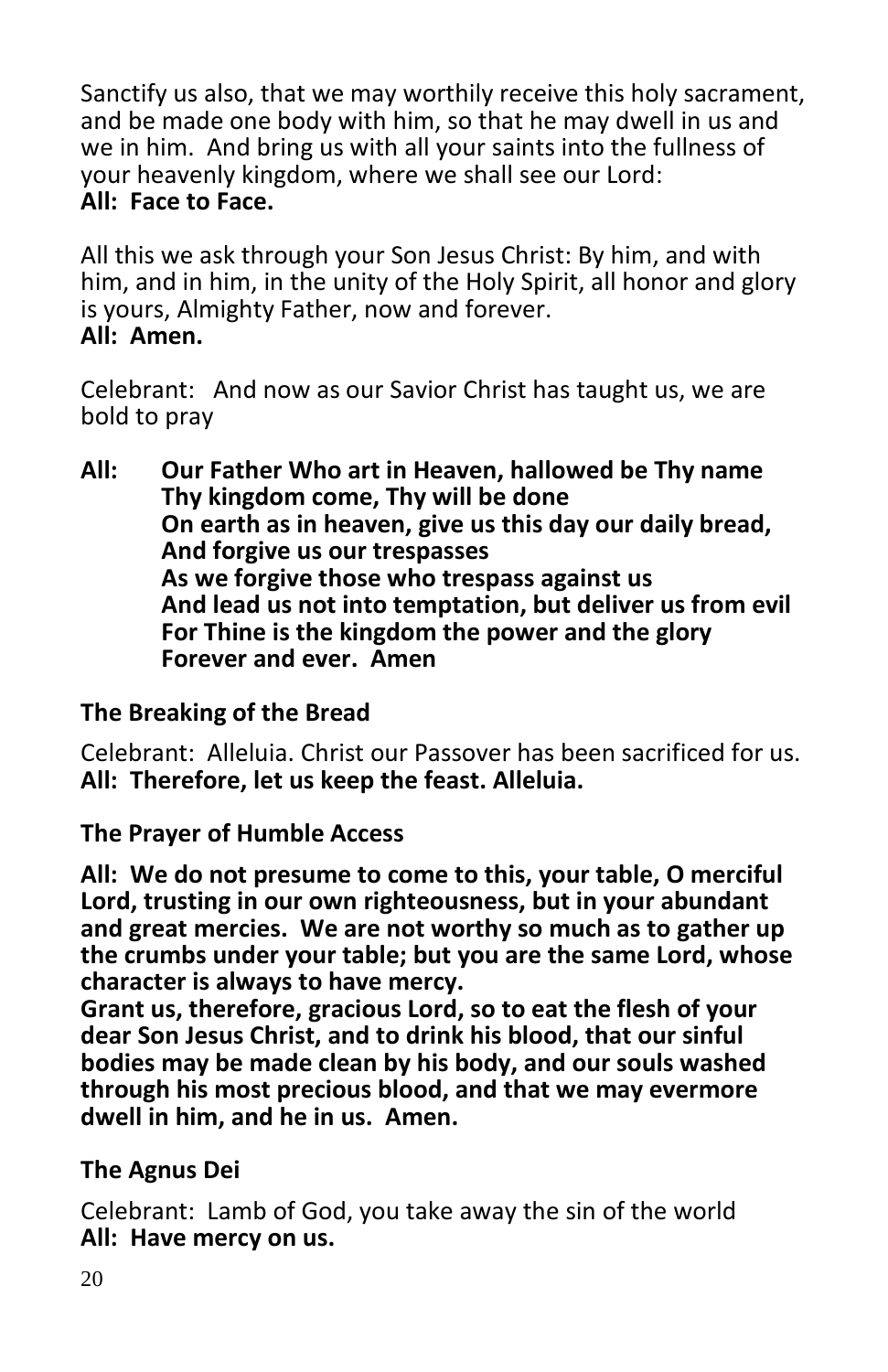Sanctify us also, that we may worthily receive this holy sacrament, and be made one body with him, so that he may dwell in us and we in him. And bring us with all your saints into the fullness of your heavenly kingdom, where we shall see our Lord:
**All: Face to Face.**

All this we ask through your Son Jesus Christ: By him, and with him, and in him, in the unity of the Holy Spirit, all honor and glory is yours, Almighty Father, now and forever.
**All: Amen.**

Celebrant: And now as our Savior Christ has taught us, we are bold to pray

**All: Our Father Who art in Heaven, hallowed be Thy name**
**Thy kingdom come, Thy will be done**
**On earth as in heaven, give us this day our daily bread,**
**And forgive us our trespasses**
**As we forgive those who trespass against us**
**And lead us not into temptation, but deliver us from evil**
**For Thine is the kingdom the power and the glory**
**Forever and ever. Amen**

### The Breaking of the Bread

Celebrant: Alleluia. Christ our Passover has been sacrificed for us.
**All: Therefore, let us keep the feast. Alleluia.**

### The Prayer of Humble Access

**All: We do not presume to come to this, your table, O merciful Lord, trusting in our own righteousness, but in your abundant and great mercies. We are not worthy so much as to gather up the crumbs under your table; but you are the same Lord, whose character is always to have mercy.**
**Grant us, therefore, gracious Lord, so to eat the flesh of your dear Son Jesus Christ, and to drink his blood, that our sinful bodies may be made clean by his body, and our souls washed through his most precious blood, and that we may evermore dwell in him, and he in us. Amen.**

### The Agnus Dei

Celebrant: Lamb of God, you take away the sin of the world
**All: Have mercy on us.**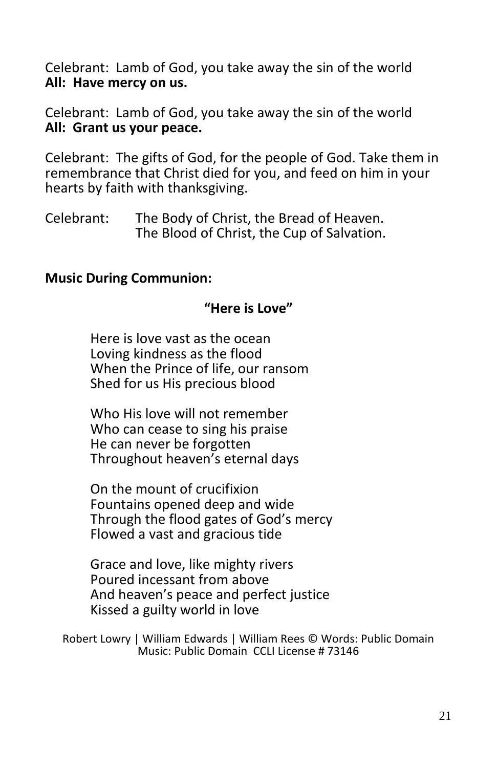Celebrant: Lamb of God, you take away the sin of the world
**All: Have mercy on us.**

Celebrant: Lamb of God, you take away the sin of the world
**All: Grant us your peace.**

Celebrant: The gifts of God, for the people of God. Take them in remembrance that Christ died for you, and feed on him in your hearts by faith with thanksgiving.

Celebrant: The Body of Christ, the Bread of Heaven.
The Blood of Christ, the Cup of Salvation.

**Music During Communion:**

**"Here is Love"**

Here is love vast as the ocean
Loving kindness as the flood
When the Prince of life, our ransom
Shed for us His precious blood

Who His love will not remember
Who can cease to sing his praise
He can never be forgotten
Throughout heaven's eternal days

On the mount of crucifixion
Fountains opened deep and wide
Through the flood gates of God's mercy
Flowed a vast and gracious tide

Grace and love, like mighty rivers
Poured incessant from above
And heaven's peace and perfect justice
Kissed a guilty world in love

Robert Lowry | William Edwards | William Rees © Words: Public Domain
Music: Public Domain CCLI License # 73146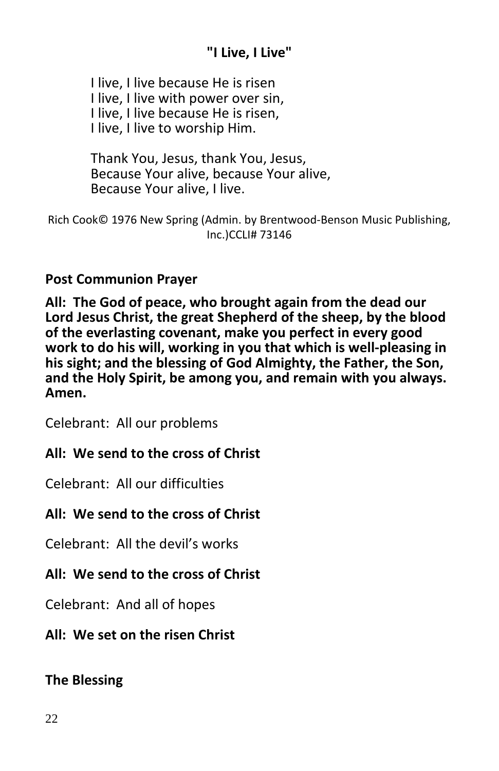## "I Live, I Live"

I live, I live because He is risen
I live, I live with power over sin,
I live, I live because He is risen,
I live, I live to worship Him.

Thank You, Jesus, thank You, Jesus,
Because Your alive, because Your alive,
Because Your alive, I live.

Rich Cook© 1976 New Spring (Admin. by Brentwood-Benson Music Publishing, Inc.)CCLI# 73146

**Post Communion Prayer**

**All: The God of peace, who brought again from the dead our Lord Jesus Christ, the great Shepherd of the sheep, by the blood of the everlasting covenant, make you perfect in every good work to do his will, working in you that which is well-pleasing in his sight; and the blessing of God Almighty, the Father, the Son, and the Holy Spirit, be among you, and remain with you always. Amen.**

Celebrant: All our problems

**All: We send to the cross of Christ**

Celebrant: All our difficulties

**All: We send to the cross of Christ**

Celebrant: All the devil's works

**All: We send to the cross of Christ**

Celebrant: And all of hopes

**All: We set on the risen Christ**

**The Blessing**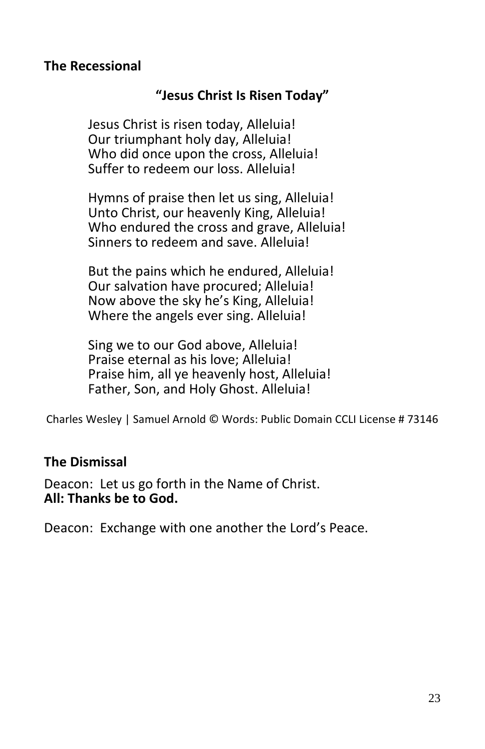**The Recessional**

**"Jesus Christ Is Risen Today"**

Jesus Christ is risen today, Alleluia!
Our triumphant holy day, Alleluia!
Who did once upon the cross, Alleluia!
Suffer to redeem our loss. Alleluia!

Hymns of praise then let us sing, Alleluia!
Unto Christ, our heavenly King, Alleluia!
Who endured the cross and grave, Alleluia!
Sinners to redeem and save. Alleluia!

But the pains which he endured, Alleluia!
Our salvation have procured; Alleluia!
Now above the sky he's King, Alleluia!
Where the angels ever sing. Alleluia!

Sing we to our God above, Alleluia!
Praise eternal as his love; Alleluia!
Praise him, all ye heavenly host, Alleluia!
Father, Son, and Holy Ghost. Alleluia!

Charles Wesley | Samuel Arnold © Words: Public Domain CCLI License # 73146

**The Dismissal**

Deacon: Let us go forth in the Name of Christ.
**All: Thanks be to God.**

Deacon: Exchange with one another the Lord's Peace.